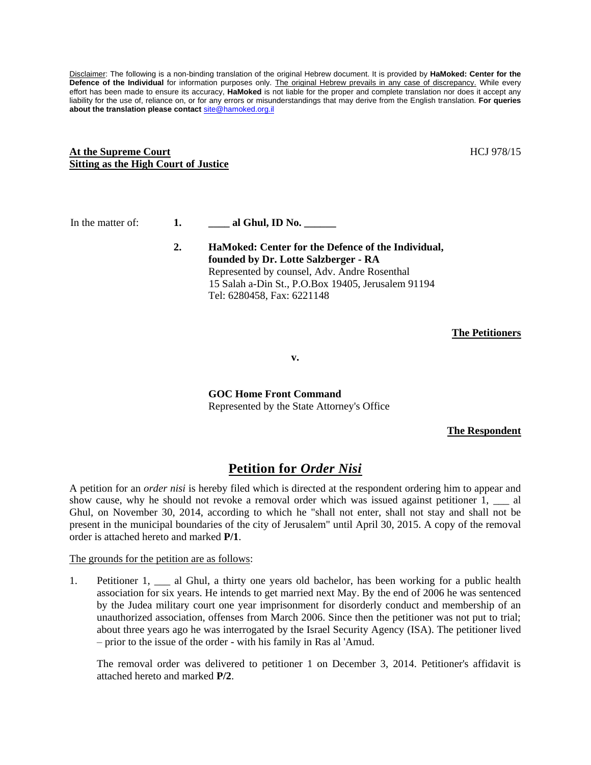Disclaimer: The following is a non-binding translation of the original Hebrew document. It is provided by **HaMoked: Center for the Defence of the Individual** for information purposes only. The original Hebrew prevails in any case of discrepancy. While every effort has been made to ensure its accuracy, **HaMoked** is not liable for the proper and complete translation nor does it accept any liability for the use of, reliance on, or for any errors or misunderstandings that may derive from the English translation. **For queries about the translation please contact** site@hamoked.org.il

**At the Supreme Court**
**Sitting as the High Court of Justice**

HCJ 978/15

In the matter of:

1. **____ al Ghul, ID No. ______**

2. **HaMoked: Center for the Defence of the Individual, founded by Dr. Lotte Salzberger - RA**
Represented by counsel, Adv. Andre Rosenthal
15 Salah a-Din St., P.O.Box 19405, Jerusalem 91194
Tel: 6280458, Fax: 6221148

**The Petitioners**

**v.**

**GOC Home Front Command**
Represented by the State Attorney's Office

**The Respondent**

# Petition for *Order Nisi*

A petition for an *order nisi* is hereby filed which is directed at the respondent ordering him to appear and show cause, why he should not revoke a removal order which was issued against petitioner 1, ___ al Ghul, on November 30, 2014, according to which he "shall not enter, shall not stay and shall not be present in the municipal boundaries of the city of Jerusalem" until April 30, 2015. A copy of the removal order is attached hereto and marked **P/1**.

The grounds for the petition are as follows:

1. Petitioner 1, ___ al Ghul, a thirty one years old bachelor, has been working for a public health association for six years. He intends to get married next May. By the end of 2006 he was sentenced by the Judea military court one year imprisonment for disorderly conduct and membership of an unauthorized association, offenses from March 2006. Since then the petitioner was not put to trial; about three years ago he was interrogated by the Israel Security Agency (ISA). The petitioner lived – prior to the issue of the order - with his family in Ras al 'Amud.

   The removal order was delivered to petitioner 1 on December 3, 2014. Petitioner's affidavit is attached hereto and marked **P/2**.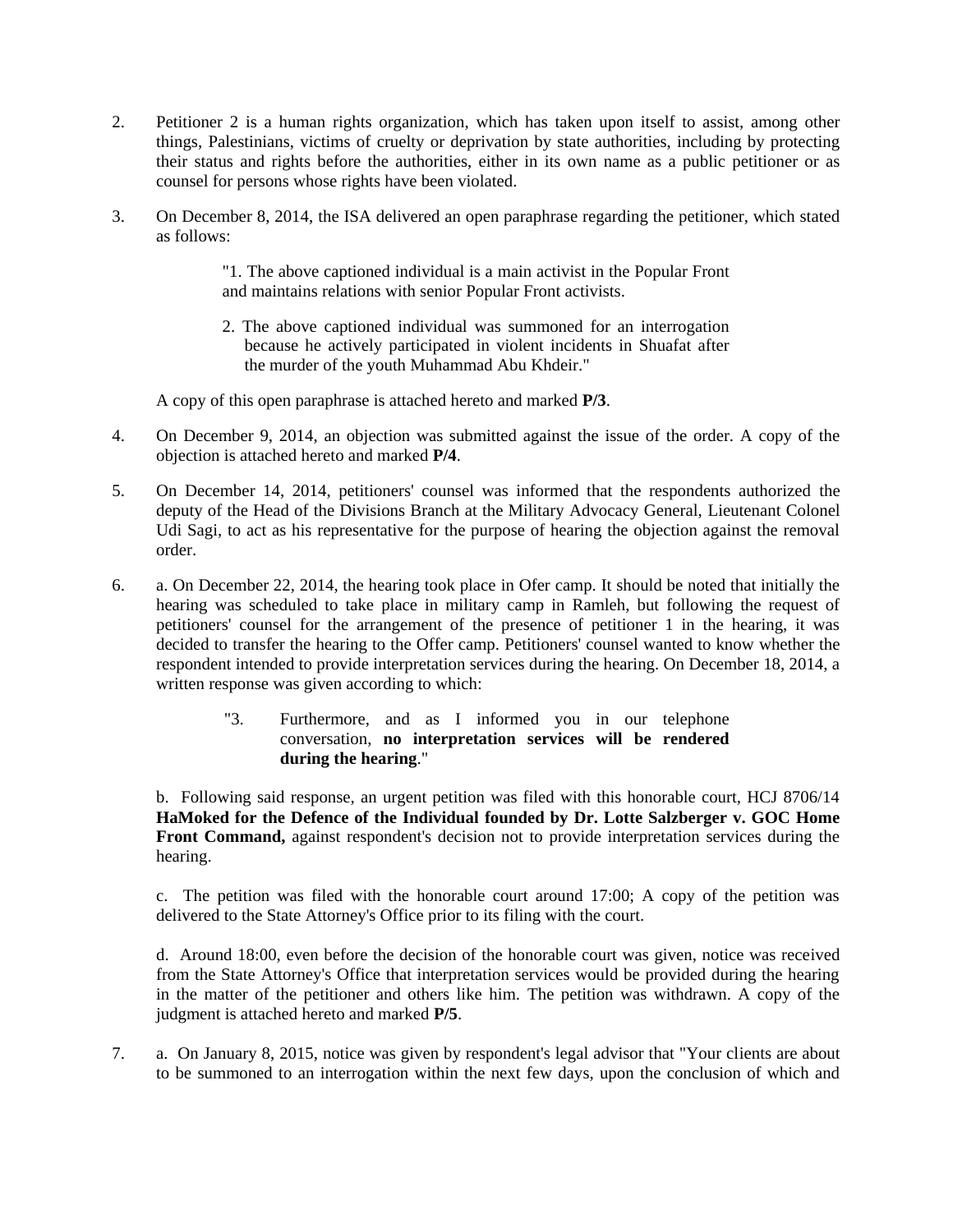2. Petitioner 2 is a human rights organization, which has taken upon itself to assist, among other things, Palestinians, victims of cruelty or deprivation by state authorities, including by protecting their status and rights before the authorities, either in its own name as a public petitioner or as counsel for persons whose rights have been violated.

3. On December 8, 2014, the ISA delivered an open paraphrase regarding the petitioner, which stated as follows:

> "1. The above captioned individual is a main activist in the Popular Front and maintains relations with senior Popular Front activists.
>
> 2. The above captioned individual was summoned for an interrogation because he actively participated in violent incidents in Shuafat after the murder of the youth Muhammad Abu Khdeir."

   A copy of this open paraphrase is attached hereto and marked **P/3**.

4. On December 9, 2014, an objection was submitted against the issue of the order. A copy of the objection is attached hereto and marked **P/4**.

5. On December 14, 2014, petitioners' counsel was informed that the respondents authorized the deputy of the Head of the Divisions Branch at the Military Advocacy General, Lieutenant Colonel Udi Sagi, to act as his representative for the purpose of hearing the objection against the removal order.

6. a. On December 22, 2014, the hearing took place in Ofer camp. It should be noted that initially the hearing was scheduled to take place in military camp in Ramleh, but following the request of petitioners' counsel for the arrangement of the presence of petitioner 1 in the hearing, it was decided to transfer the hearing to the Offer camp. Petitioners' counsel wanted to know whether the respondent intended to provide interpretation services during the hearing. On December 18, 2014, a written response was given according to which:

> "3. Furthermore, and as I informed you in our telephone conversation, **no interpretation services will be rendered during the hearing**."

   b. Following said response, an urgent petition was filed with this honorable court, HCJ 8706/14 **HaMoked for the Defence of the Individual founded by Dr. Lotte Salzberger v. GOC Home Front Command,** against respondent's decision not to provide interpretation services during the hearing.

   c. The petition was filed with the honorable court around 17:00; A copy of the petition was delivered to the State Attorney's Office prior to its filing with the court.

   d. Around 18:00, even before the decision of the honorable court was given, notice was received from the State Attorney's Office that interpretation services would be provided during the hearing in the matter of the petitioner and others like him. The petition was withdrawn. A copy of the judgment is attached hereto and marked **P/5**.

7. a. On January 8, 2015, notice was given by respondent's legal advisor that "Your clients are about to be summoned to an interrogation within the next few days, upon the conclusion of which and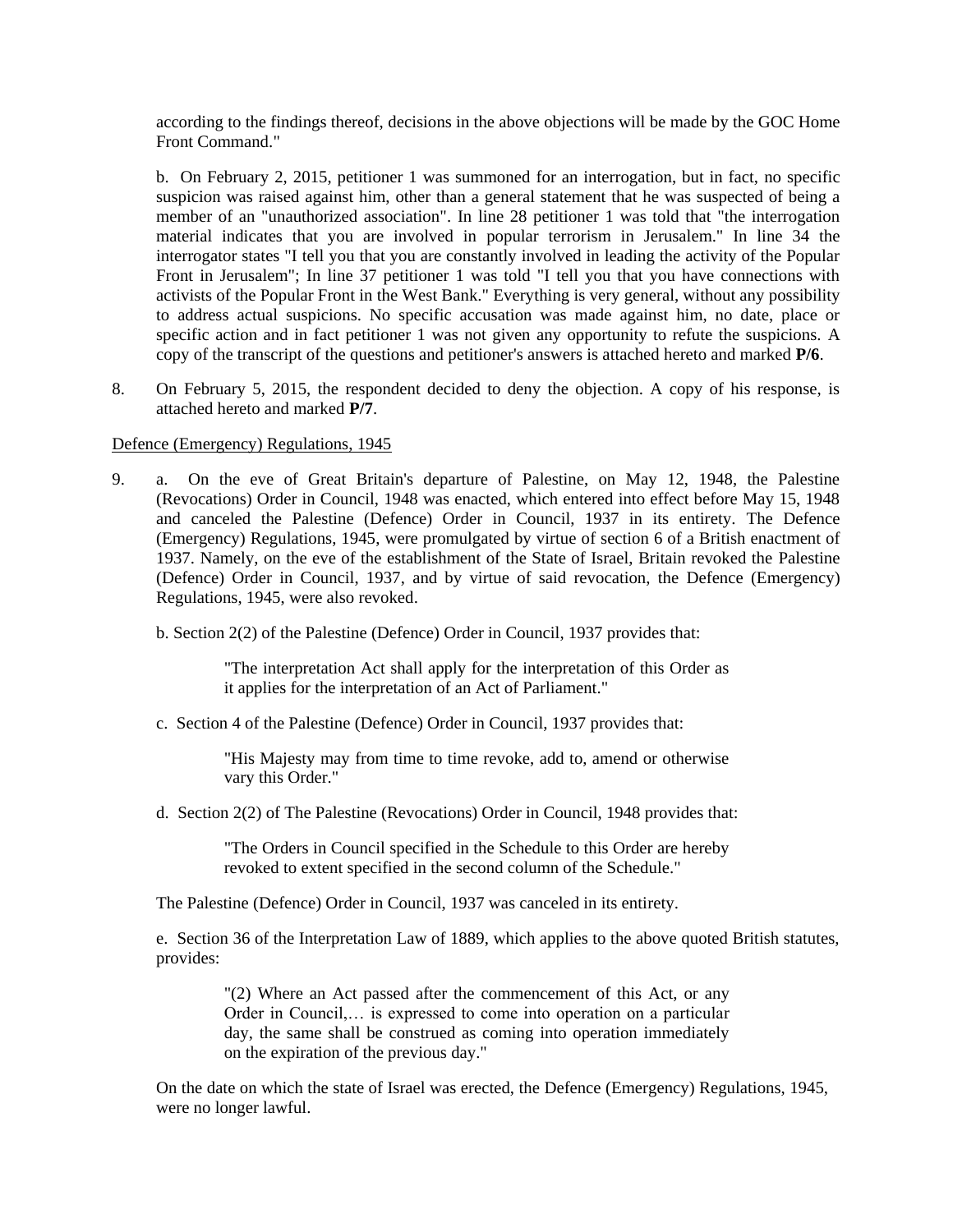according to the findings thereof, decisions in the above objections will be made by the GOC Home Front Command."

b. On February 2, 2015, petitioner 1 was summoned for an interrogation, but in fact, no specific suspicion was raised against him, other than a general statement that he was suspected of being a member of an "unauthorized association". In line 28 petitioner 1 was told that "the interrogation material indicates that you are involved in popular terrorism in Jerusalem." In line 34 the interrogator states "I tell you that you are constantly involved in leading the activity of the Popular Front in Jerusalem"; In line 37 petitioner 1 was told "I tell you that you have connections with activists of the Popular Front in the West Bank." Everything is very general, without any possibility to address actual suspicions. No specific accusation was made against him, no date, place or specific action and in fact petitioner 1 was not given any opportunity to refute the suspicions. A copy of the transcript of the questions and petitioner's answers is attached hereto and marked **P/6**.

8. On February 5, 2015, the respondent decided to deny the objection. A copy of his response, is attached hereto and marked **P/7**.

<u>Defence (Emergency) Regulations, 1945</u>

9. a. On the eve of Great Britain's departure of Palestine, on May 12, 1948, the Palestine (Revocations) Order in Council, 1948 was enacted, which entered into effect before May 15, 1948 and canceled the Palestine (Defence) Order in Council, 1937 in its entirety. The Defence (Emergency) Regulations, 1945, were promulgated by virtue of section 6 of a British enactment of 1937. Namely, on the eve of the establishment of the State of Israel, Britain revoked the Palestine (Defence) Order in Council, 1937, and by virtue of said revocation, the Defence (Emergency) Regulations, 1945, were also revoked.

b. Section 2(2) of the Palestine (Defence) Order in Council, 1937 provides that:

> "The interpretation Act shall apply for the interpretation of this Order as it applies for the interpretation of an Act of Parliament."

c. Section 4 of the Palestine (Defence) Order in Council, 1937 provides that:

> "His Majesty may from time to time revoke, add to, amend or otherwise vary this Order."

d. Section 2(2) of The Palestine (Revocations) Order in Council, 1948 provides that:

> "The Orders in Council specified in the Schedule to this Order are hereby revoked to extent specified in the second column of the Schedule."

The Palestine (Defence) Order in Council, 1937 was canceled in its entirety.

e. Section 36 of the Interpretation Law of 1889, which applies to the above quoted British statutes, provides:

> "(2) Where an Act passed after the commencement of this Act, or any Order in Council,… is expressed to come into operation on a particular day, the same shall be construed as coming into operation immediately on the expiration of the previous day."

On the date on which the state of Israel was erected, the Defence (Emergency) Regulations, 1945, were no longer lawful.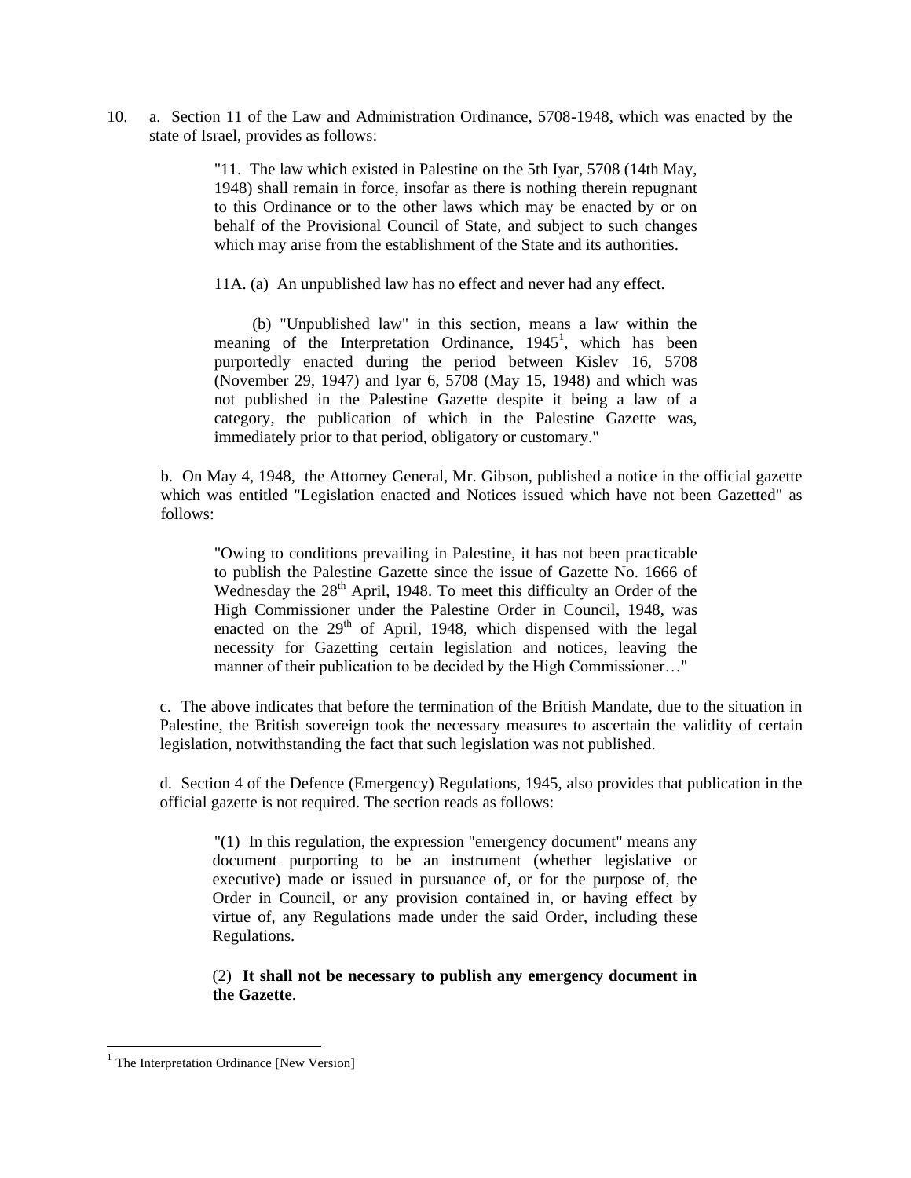10. a. Section 11 of the Law and Administration Ordinance, 5708-1948, which was enacted by the state of Israel, provides as follows:

> "11. The law which existed in Palestine on the 5th Iyar, 5708 (14th May, 1948) shall remain in force, insofar as there is nothing therein repugnant to this Ordinance or to the other laws which may be enacted by or on behalf of the Provisional Council of State, and subject to such changes which may arise from the establishment of the State and its authorities.
>
> 11A. (a) An unpublished law has no effect and never had any effect.
>
> (b) "Unpublished law" in this section, means a law within the meaning of the Interpretation Ordinance, 1945[1], which has been purportedly enacted during the period between Kislev 16, 5708 (November 29, 1947) and Iyar 6, 5708 (May 15, 1948) and which was not published in the Palestine Gazette despite it being a law of a category, the publication of which in the Palestine Gazette was, immediately prior to that period, obligatory or customary."

b. On May 4, 1948, the Attorney General, Mr. Gibson, published a notice in the official gazette which was entitled "Legislation enacted and Notices issued which have not been Gazetted" as follows:

> "Owing to conditions prevailing in Palestine, it has not been practicable to publish the Palestine Gazette since the issue of Gazette No. 1666 of Wednesday the 28th April, 1948. To meet this difficulty an Order of the High Commissioner under the Palestine Order in Council, 1948, was enacted on the 29th of April, 1948, which dispensed with the legal necessity for Gazetting certain legislation and notices, leaving the manner of their publication to be decided by the High Commissioner…"

c. The above indicates that before the termination of the British Mandate, due to the situation in Palestine, the British sovereign took the necessary measures to ascertain the validity of certain legislation, notwithstanding the fact that such legislation was not published.

d. Section 4 of the Defence (Emergency) Regulations, 1945, also provides that publication in the official gazette is not required. The section reads as follows:

> "(1) In this regulation, the expression "emergency document" means any document purporting to be an instrument (whether legislative or executive) made or issued in pursuance of, or for the purpose of, the Order in Council, or any provision contained in, or having effect by virtue of, any Regulations made under the said Order, including these Regulations.
>
> (2) **It shall not be necessary to publish any emergency document in the Gazette**.

---

[1] The Interpretation Ordinance [New Version]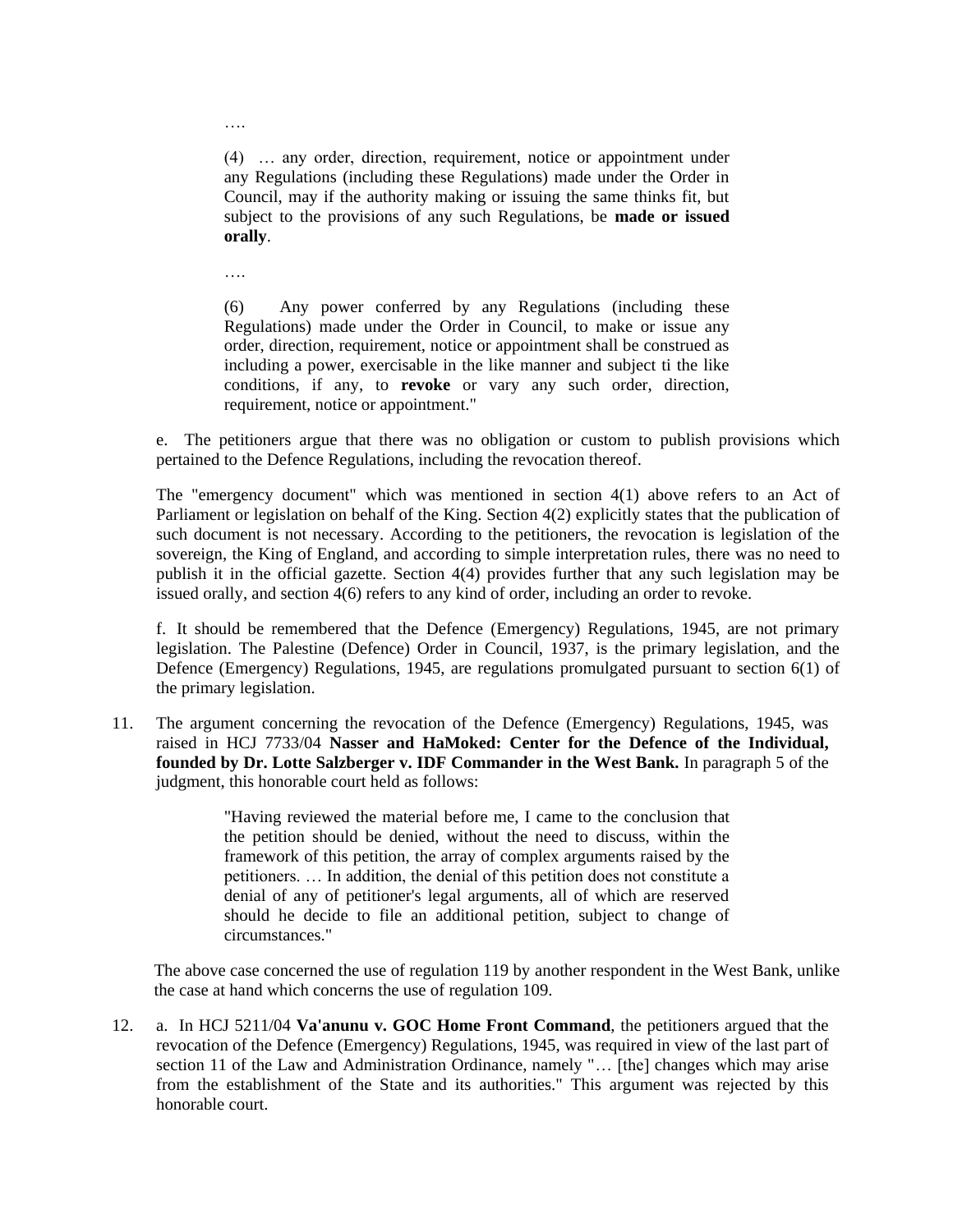….

> (4) … any order, direction, requirement, notice or appointment under any Regulations (including these Regulations) made under the Order in Council, may if the authority making or issuing the same thinks fit, but subject to the provisions of any such Regulations, be **made or issued orally**.
>
> ….
>
> (6) Any power conferred by any Regulations (including these Regulations) made under the Order in Council, to make or issue any order, direction, requirement, notice or appointment shall be construed as including a power, exercisable in the like manner and subject ti the like conditions, if any, to **revoke** or vary any such order, direction, requirement, notice or appointment."

e. The petitioners argue that there was no obligation or custom to publish provisions which pertained to the Defence Regulations, including the revocation thereof.

The "emergency document" which was mentioned in section 4(1) above refers to an Act of Parliament or legislation on behalf of the King. Section 4(2) explicitly states that the publication of such document is not necessary. According to the petitioners, the revocation is legislation of the sovereign, the King of England, and according to simple interpretation rules, there was no need to publish it in the official gazette. Section 4(4) provides further that any such legislation may be issued orally, and section 4(6) refers to any kind of order, including an order to revoke.

f. It should be remembered that the Defence (Emergency) Regulations, 1945, are not primary legislation. The Palestine (Defence) Order in Council, 1937, is the primary legislation, and the Defence (Emergency) Regulations, 1945, are regulations promulgated pursuant to section 6(1) of the primary legislation.

11. The argument concerning the revocation of the Defence (Emergency) Regulations, 1945, was raised in HCJ 7733/04 **Nasser and HaMoked: Center for the Defence of the Individual, founded by Dr. Lotte Salzberger v. IDF Commander in the West Bank.** In paragraph 5 of the judgment, this honorable court held as follows:

> "Having reviewed the material before me, I came to the conclusion that the petition should be denied, without the need to discuss, within the framework of this petition, the array of complex arguments raised by the petitioners. … In addition, the denial of this petition does not constitute a denial of any of petitioner's legal arguments, all of which are reserved should he decide to file an additional petition, subject to change of circumstances."

The above case concerned the use of regulation 119 by another respondent in the West Bank, unlike the case at hand which concerns the use of regulation 109.

12. a. In HCJ 5211/04 **Va'anunu v. GOC Home Front Command**, the petitioners argued that the revocation of the Defence (Emergency) Regulations, 1945, was required in view of the last part of section 11 of the Law and Administration Ordinance, namely "… [the] changes which may arise from the establishment of the State and its authorities." This argument was rejected by this honorable court.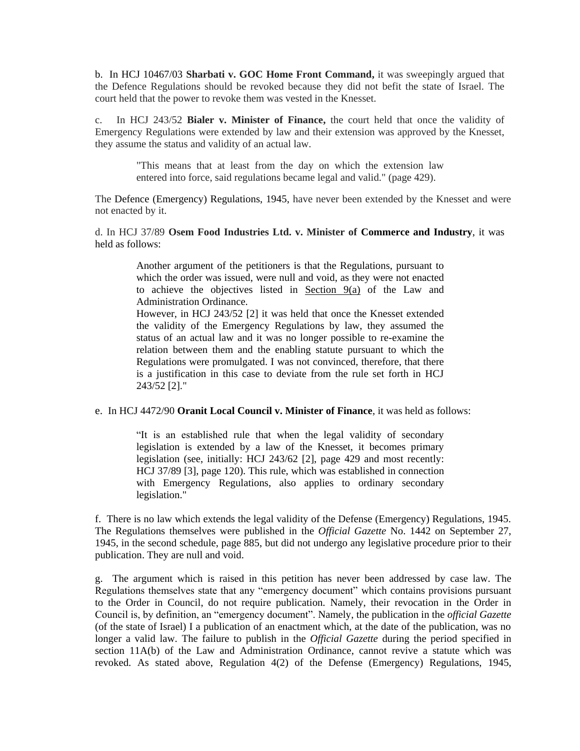b. In HCJ 10467/03 **Sharbati v. GOC Home Front Command,** it was sweepingly argued that the Defence Regulations should be revoked because they did not befit the state of Israel. The court held that the power to revoke them was vested in the Knesset.

c. In HCJ 243/52 **Bialer v. Minister of Finance,** the court held that once the validity of Emergency Regulations were extended by law and their extension was approved by the Knesset, they assume the status and validity of an actual law.

> "This means that at least from the day on which the extension law entered into force, said regulations became legal and valid." (page 429).

The Defence (Emergency) Regulations, 1945, have never been extended by the Knesset and were not enacted by it.

d. In HCJ 37/89 **Osem Food Industries Ltd. v. Minister of Commerce and Industry**, it was held as follows:

> Another argument of the petitioners is that the Regulations, pursuant to which the order was issued, were null and void, as they were not enacted to achieve the objectives listed in Section 9(a) of the Law and Administration Ordinance.
> However, in HCJ 243/52 [2] it was held that once the Knesset extended the validity of the Emergency Regulations by law, they assumed the status of an actual law and it was no longer possible to re-examine the relation between them and the enabling statute pursuant to which the Regulations were promulgated. I was not convinced, therefore, that there is a justification in this case to deviate from the rule set forth in HCJ 243/52 [2]."

e. In HCJ 4472/90 **Oranit Local Council v. Minister of Finance**, it was held as follows:

> "It is an established rule that when the legal validity of secondary legislation is extended by a law of the Knesset, it becomes primary legislation (see, initially: HCJ 243/62 [2], page 429 and most recently: HCJ 37/89 [3], page 120). This rule, which was established in connection with Emergency Regulations, also applies to ordinary secondary legislation."

f. There is no law which extends the legal validity of the Defense (Emergency) Regulations, 1945. The Regulations themselves were published in the *Official Gazette* No. 1442 on September 27, 1945, in the second schedule, page 885, but did not undergo any legislative procedure prior to their publication. They are null and void.

g. The argument which is raised in this petition has never been addressed by case law. The Regulations themselves state that any "emergency document" which contains provisions pursuant to the Order in Council, do not require publication. Namely, their revocation in the Order in Council is, by definition, an "emergency document". Namely, the publication in the *official Gazette* (of the state of Israel) I a publication of an enactment which, at the date of the publication, was no longer a valid law. The failure to publish in the *Official Gazette* during the period specified in section 11A(b) of the Law and Administration Ordinance, cannot revive a statute which was revoked. As stated above, Regulation 4(2) of the Defense (Emergency) Regulations, 1945,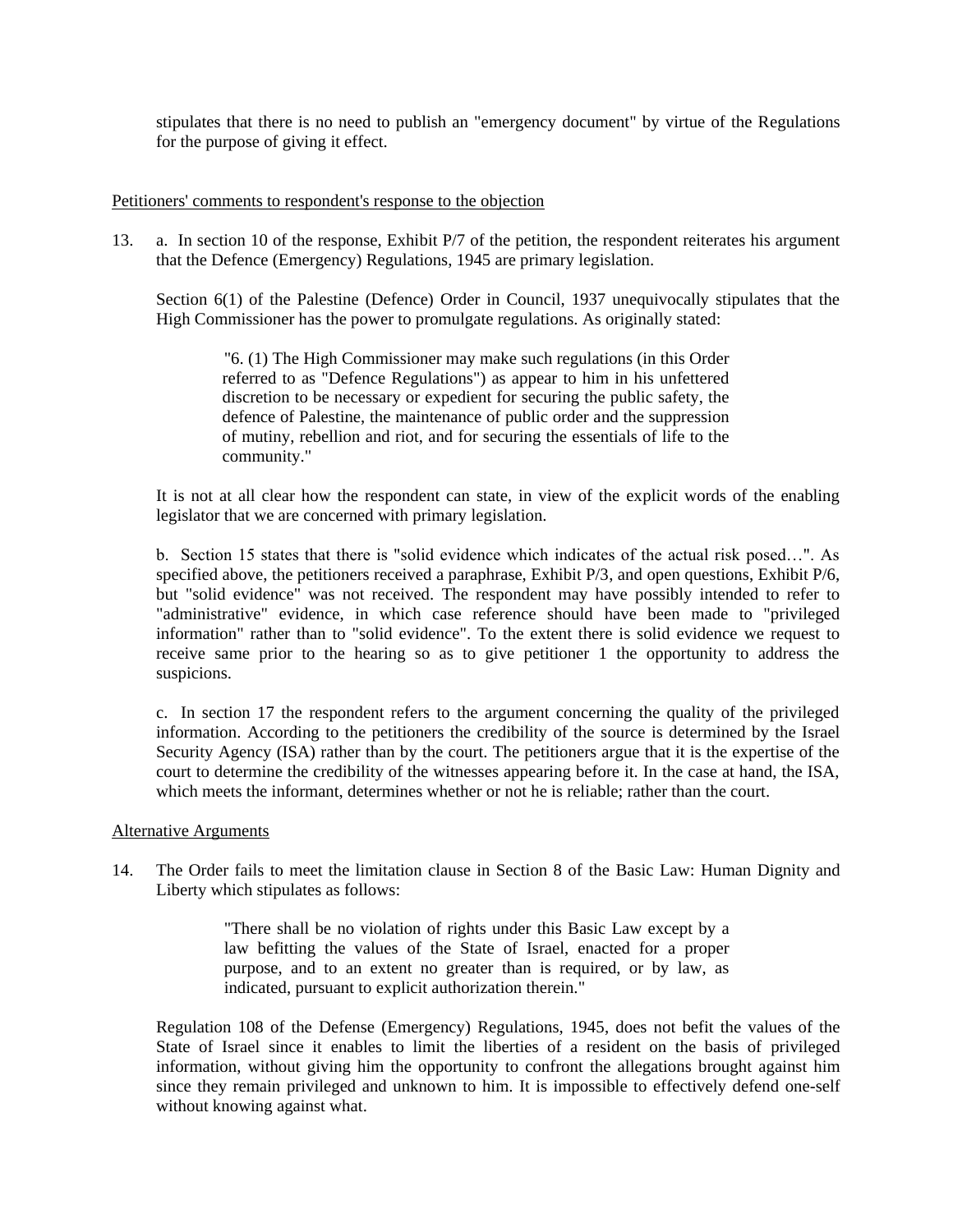stipulates that there is no need to publish an "emergency document" by virtue of the Regulations for the purpose of giving it effect.

<u>Petitioners' comments to respondent's response to the objection</u>

13. a. In section 10 of the response, Exhibit P/7 of the petition, the respondent reiterates his argument that the Defence (Emergency) Regulations, 1945 are primary legislation.

Section 6(1) of the Palestine (Defence) Order in Council, 1937 unequivocally stipulates that the High Commissioner has the power to promulgate regulations. As originally stated:

> "6. (1) The High Commissioner may make such regulations (in this Order referred to as "Defence Regulations") as appear to him in his unfettered discretion to be necessary or expedient for securing the public safety, the defence of Palestine, the maintenance of public order and the suppression of mutiny, rebellion and riot, and for securing the essentials of life to the community."

It is not at all clear how the respondent can state, in view of the explicit words of the enabling legislator that we are concerned with primary legislation.

b. Section 15 states that there is "solid evidence which indicates of the actual risk posed…". As specified above, the petitioners received a paraphrase, Exhibit P/3, and open questions, Exhibit P/6, but "solid evidence" was not received. The respondent may have possibly intended to refer to "administrative" evidence, in which case reference should have been made to "privileged information" rather than to "solid evidence". To the extent there is solid evidence we request to receive same prior to the hearing so as to give petitioner 1 the opportunity to address the suspicions.

c. In section 17 the respondent refers to the argument concerning the quality of the privileged information. According to the petitioners the credibility of the source is determined by the Israel Security Agency (ISA) rather than by the court. The petitioners argue that it is the expertise of the court to determine the credibility of the witnesses appearing before it. In the case at hand, the ISA, which meets the informant, determines whether or not he is reliable; rather than the court.

<u>Alternative Arguments</u>

14. The Order fails to meet the limitation clause in Section 8 of the Basic Law: Human Dignity and Liberty which stipulates as follows:

> "There shall be no violation of rights under this Basic Law except by a law befitting the values of the State of Israel, enacted for a proper purpose, and to an extent no greater than is required, or by law, as indicated, pursuant to explicit authorization therein."

Regulation 108 of the Defense (Emergency) Regulations, 1945, does not befit the values of the State of Israel since it enables to limit the liberties of a resident on the basis of privileged information, without giving him the opportunity to confront the allegations brought against him since they remain privileged and unknown to him. It is impossible to effectively defend one-self without knowing against what.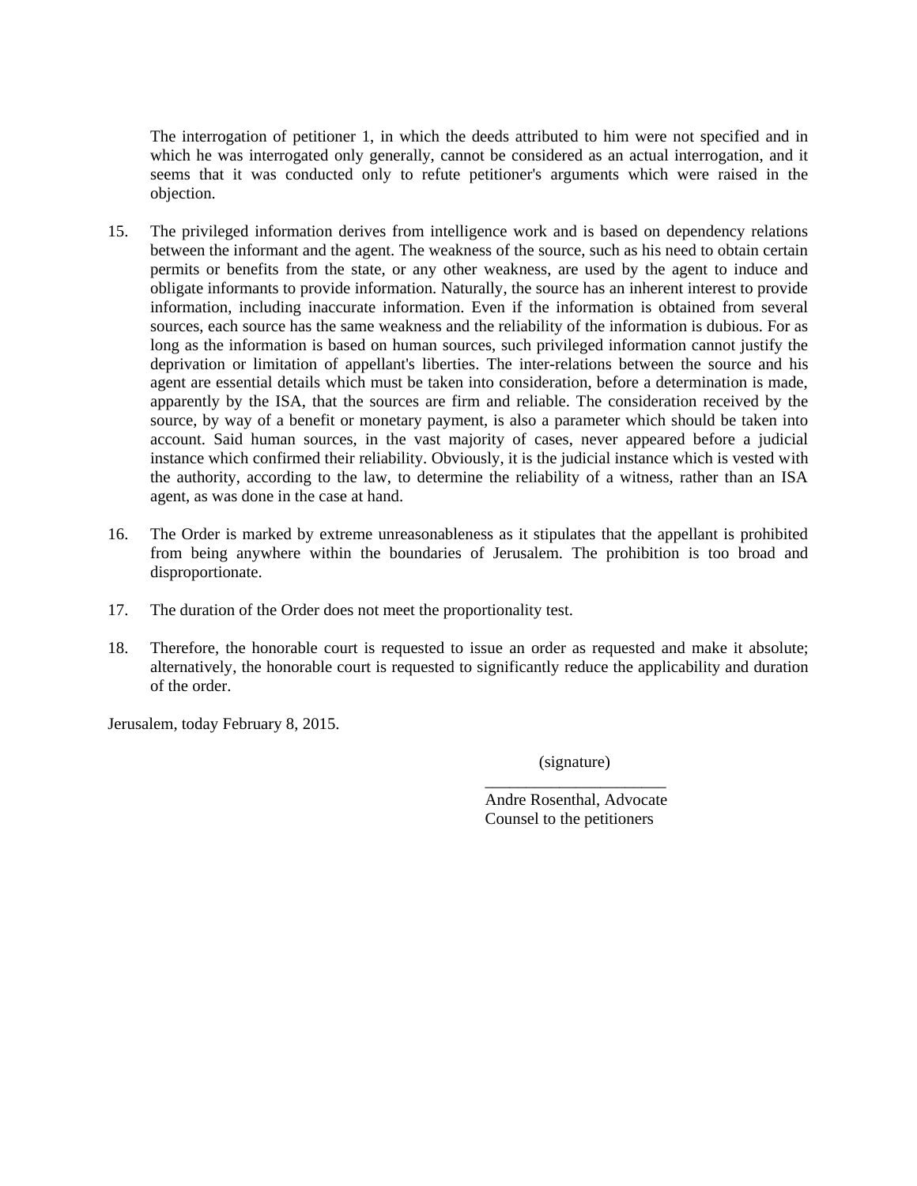The interrogation of petitioner 1, in which the deeds attributed to him were not specified and in which he was interrogated only generally, cannot be considered as an actual interrogation, and it seems that it was conducted only to refute petitioner's arguments which were raised in the objection.

15. The privileged information derives from intelligence work and is based on dependency relations between the informant and the agent. The weakness of the source, such as his need to obtain certain permits or benefits from the state, or any other weakness, are used by the agent to induce and obligate informants to provide information. Naturally, the source has an inherent interest to provide information, including inaccurate information. Even if the information is obtained from several sources, each source has the same weakness and the reliability of the information is dubious. For as long as the information is based on human sources, such privileged information cannot justify the deprivation or limitation of appellant's liberties. The inter-relations between the source and his agent are essential details which must be taken into consideration, before a determination is made, apparently by the ISA, that the sources are firm and reliable. The consideration received by the source, by way of a benefit or monetary payment, is also a parameter which should be taken into account. Said human sources, in the vast majority of cases, never appeared before a judicial instance which confirmed their reliability. Obviously, it is the judicial instance which is vested with the authority, according to the law, to determine the reliability of a witness, rather than an ISA agent, as was done in the case at hand.

16. The Order is marked by extreme unreasonableness as it stipulates that the appellant is prohibited from being anywhere within the boundaries of Jerusalem. The prohibition is too broad and disproportionate.

17. The duration of the Order does not meet the proportionality test.

18. Therefore, the honorable court is requested to issue an order as requested and make it absolute; alternatively, the honorable court is requested to significantly reduce the applicability and duration of the order.

Jerusalem, today February 8, 2015.

(signature)

_______________________

Andre Rosenthal, Advocate
Counsel to the petitioners